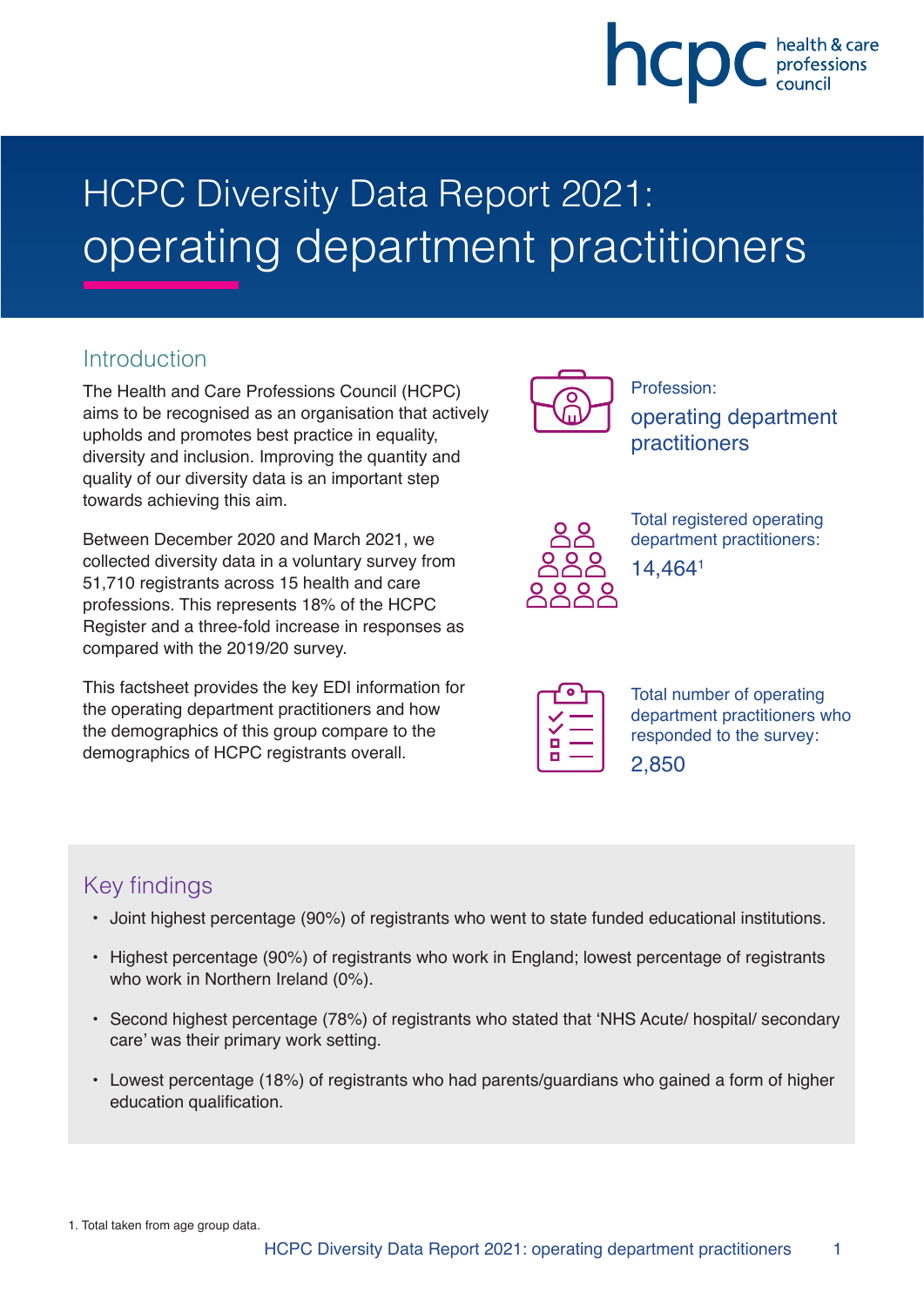# HCPC Diversity Data Report 2021: operating department practitioners

## Introduction

The Health and Care Professions Council (HCPC) aims to be recognised as an organisation that actively upholds and promotes best practice in equality, diversity and inclusion. Improving the quantity and quality of our diversity data is an important step towards achieving this aim.

Between December 2020 and March 2021, we collected diversity data in a voluntary survey from 51,710 registrants across 15 health and care professions. This represents 18% of the HCPC Register and a three-fold increase in responses as compared with the 2019/20 survey.

This factsheet provides the key EDI information for the operating department practitioners and how the demographics of this group compare to the demographics of HCPC registrants overall.

Profession:
operating department practitioners

Total registered operating department practitioners:
14,464[1]

Total number of operating department practitioners who responded to the survey:
2,850

## Key findings

- Joint highest percentage (90%) of registrants who went to state funded educational institutions.
- Highest percentage (90%) of registrants who work in England; lowest percentage of registrants who work in Northern Ireland (0%).
- Second highest percentage (78%) of registrants who stated that 'NHS Acute/ hospital/ secondary care' was their primary work setting.
- Lowest percentage (18%) of registrants who had parents/guardians who gained a form of higher education qualification.

1. Total taken from age group data.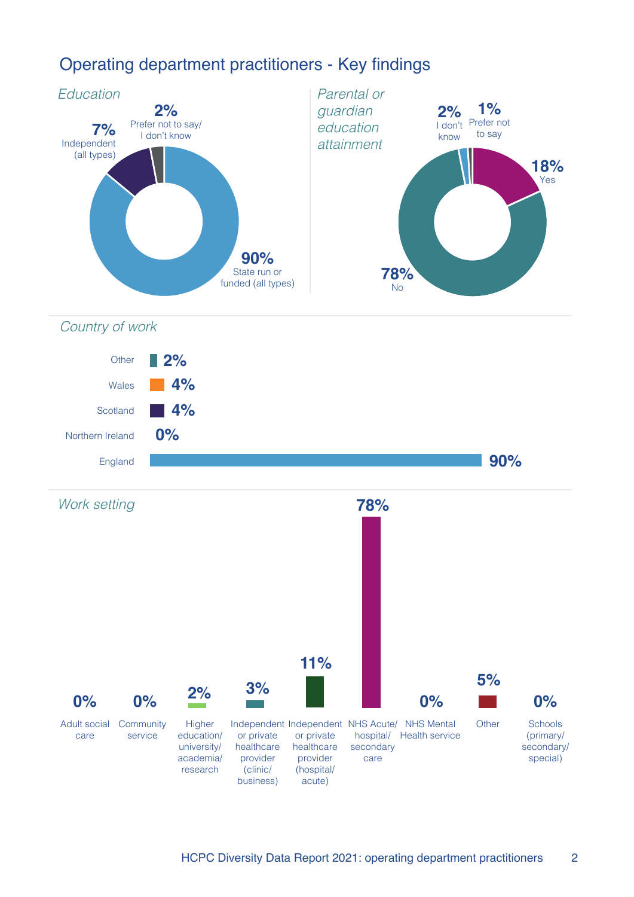# Operating department practitioners - Key findings

*Education*

| Category | Percentage |
|---|---|
| State run or funded (all types) | 90% |
| Independent (all types) | 7% |
| Prefer not to say/ I don't know | 2% |

*Parental or guardian education attainment*

| Response | Percentage |
|---|---|
| Yes | 18% |
| No | 78% |
| I don't know | 2% |
| Prefer not to say | 1% |

*Country of work*

| Country | Percentage |
|---|---|
| Other | 2% |
| Wales | 4% |
| Scotland | 4% |
| Northern Ireland | 0% |
| England | 90% |

*Work setting*

| Work setting | Percentage |
|---|---|
| Adult social care | 0% |
| Community service | 0% |
| Higher education/ university/ academia/ research | 2% |
| Independent or private healthcare provider (clinic/ business) | 3% |
| Independent or private healthcare provider (hospital/ acute) | 11% |
| NHS Acute/ hospital/ secondary care | 78% |
| NHS Mental Health service | 0% |
| Other | 5% |
| Schools (primary/ secondary/ special) | 0% |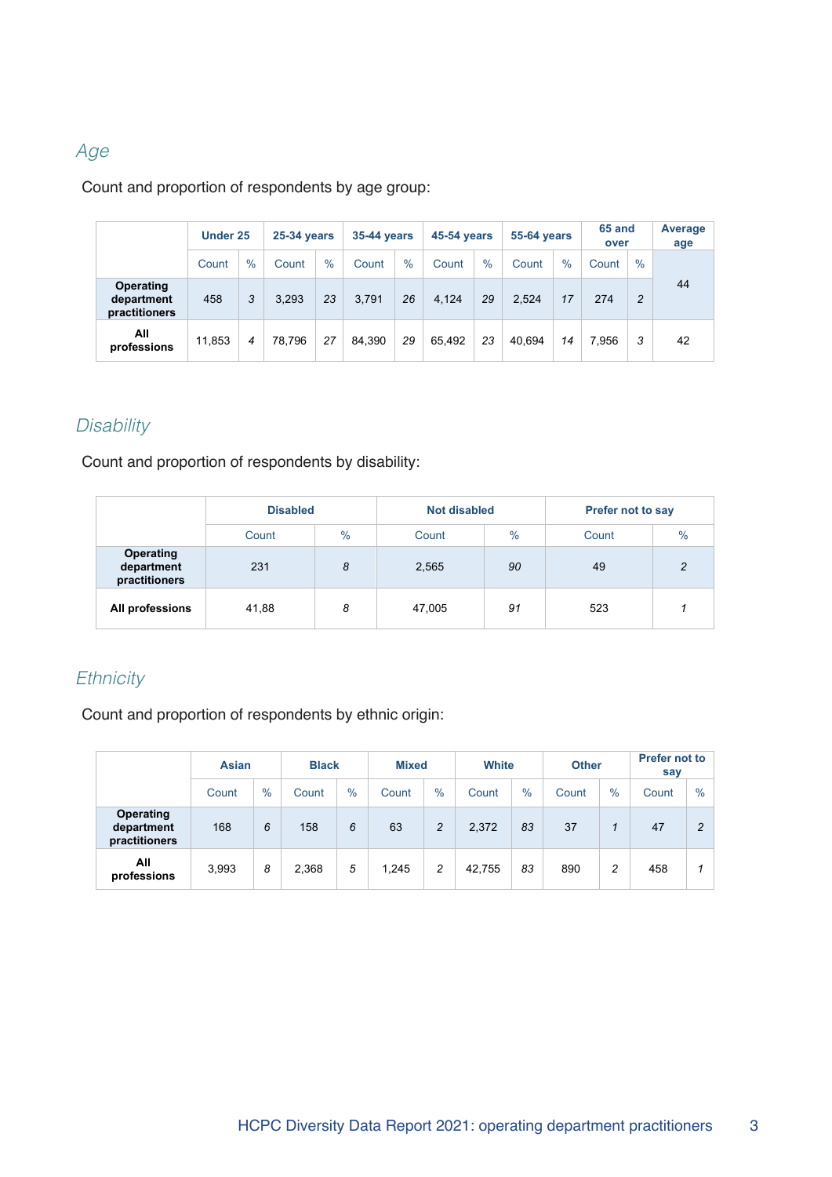## *Age*

Count and proportion of respondents by age group:

| | Under 25 | | 25-34 years | | 35-44 years | | 45-54 years | | 55-64 years | | 65 and over | | Average age |
|---|---|---|---|---|---|---|---|---|---|---|---|---|---|
| | Count | % | Count | % | Count | % | Count | % | Count | % | Count | % | |
| **Operating department practitioners** | 458 | *3* | 3,293 | *23* | 3,791 | *26* | 4,124 | *29* | 2,524 | *17* | 274 | *2* | 44 |
| **All professions** | 11,853 | *4* | 78,796 | *27* | 84,390 | *29* | 65,492 | *23* | 40,694 | *14* | 7,956 | *3* | 42 |

## *Disability*

Count and proportion of respondents by disability:

| | Disabled | | Not disabled | | Prefer not to say | |
|---|---|---|---|---|---|---|
| | Count | % | Count | % | Count | % |
| **Operating department practitioners** | 231 | *8* | 2,565 | *90* | 49 | *2* |
| **All professions** | 41,88 | *8* | 47,005 | *91* | 523 | *1* |

## *Ethnicity*

Count and proportion of respondents by ethnic origin:

| | Asian | | Black | | Mixed | | White | | Other | | Prefer not to say | |
|---|---|---|---|---|---|---|---|---|---|---|---|---|
| | Count | % | Count | % | Count | % | Count | % | Count | % | Count | % |
| **Operating department practitioners** | 168 | *6* | 158 | *6* | 63 | *2* | 2,372 | *83* | 37 | *1* | 47 | *2* |
| **All professions** | 3,993 | *8* | 2,368 | *5* | 1,245 | *2* | 42,755 | *83* | 890 | *2* | 458 | *1* |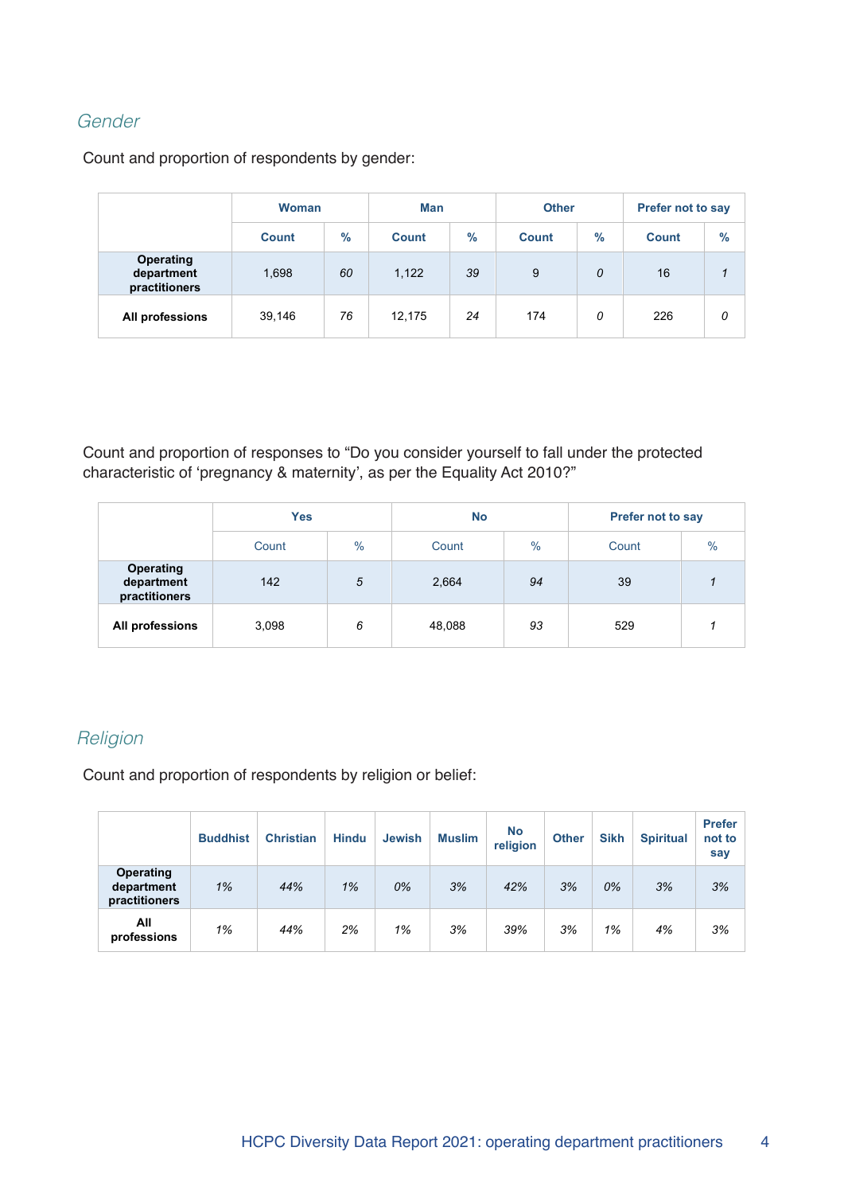## Gender

Count and proportion of respondents by gender:

| | Woman | | Man | | Other | | Prefer not to say | |
|---|---|---|---|---|---|---|---|---|
| | Count | % | Count | % | Count | % | Count | % |
| **Operating department practitioners** | 1,698 | *60* | 1,122 | *39* | 9 | *0* | 16 | *1* |
| **All professions** | 39,146 | *76* | 12,175 | *24* | 174 | *0* | 226 | *0* |

Count and proportion of responses to “Do you consider yourself to fall under the protected characteristic of ‘pregnancy & maternity’, as per the Equality Act 2010?”

| | Yes | | No | | Prefer not to say | |
|---|---|---|---|---|---|---|
| | Count | % | Count | % | Count | % |
| **Operating department practitioners** | 142 | *5* | 2,664 | *94* | 39 | *1* |
| **All professions** | 3,098 | *6* | 48,088 | *93* | 529 | *1* |

## Religion

Count and proportion of respondents by religion or belief:

| | Buddhist | Christian | Hindu | Jewish | Muslim | No religion | Other | Sikh | Spiritual | Prefer not to say |
|---|---|---|---|---|---|---|---|---|---|---|
| **Operating department practitioners** | *1%* | *44%* | *1%* | *0%* | *3%* | *42%* | *3%* | *0%* | *3%* | *3%* |
| **All professions** | *1%* | *44%* | *2%* | *1%* | *3%* | *39%* | *3%* | *1%* | *4%* | *3%* |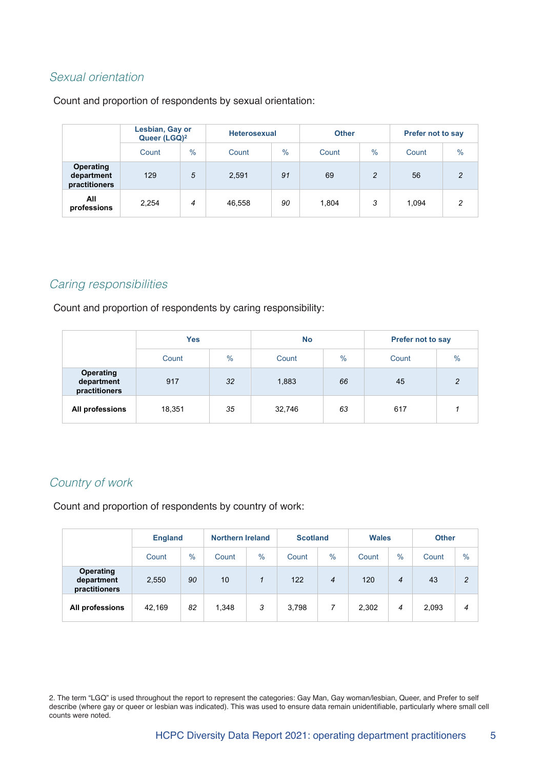### *Sexual orientation*

Count and proportion of respondents by sexual orientation:

| | Lesbian, Gay or Queer (LGQ)[2] | | Heterosexual | | Other | | Prefer not to say | |
|---|---|---|---|---|---|---|---|---|
| | Count | % | Count | % | Count | % | Count | % |
| **Operating department practitioners** | 129 | *5* | 2,591 | *91* | 69 | *2* | 56 | *2* |
| **All professions** | 2,254 | *4* | 46,558 | *90* | 1,804 | *3* | 1,094 | *2* |

### *Caring responsibilities*

Count and proportion of respondents by caring responsibility:

| | Yes | | No | | Prefer not to say | |
|---|---|---|---|---|---|---|
| | Count | % | Count | % | Count | % |
| **Operating department practitioners** | 917 | *32* | 1,883 | *66* | 45 | *2* |
| **All professions** | 18,351 | *35* | 32,746 | *63* | 617 | *1* |

### *Country of work*

Count and proportion of respondents by country of work:

| | England | | Northern Ireland | | Scotland | | Wales | | Other | |
|---|---|---|---|---|---|---|---|---|---|---|
| | Count | % | Count | % | Count | % | Count | % | Count | % |
| **Operating department practitioners** | 2,550 | *90* | 10 | *1* | 122 | *4* | 120 | *4* | 43 | *2* |
| **All professions** | 42,169 | *82* | 1,348 | *3* | 3,798 | *7* | 2,302 | *4* | 2,093 | *4* |

2. The term "LGQ" is used throughout the report to represent the categories: Gay Man, Gay woman/lesbian, Queer, and Prefer to self describe (where gay or queer or lesbian was indicated). This was used to ensure data remain unidentifiable, particularly where small cell counts were noted.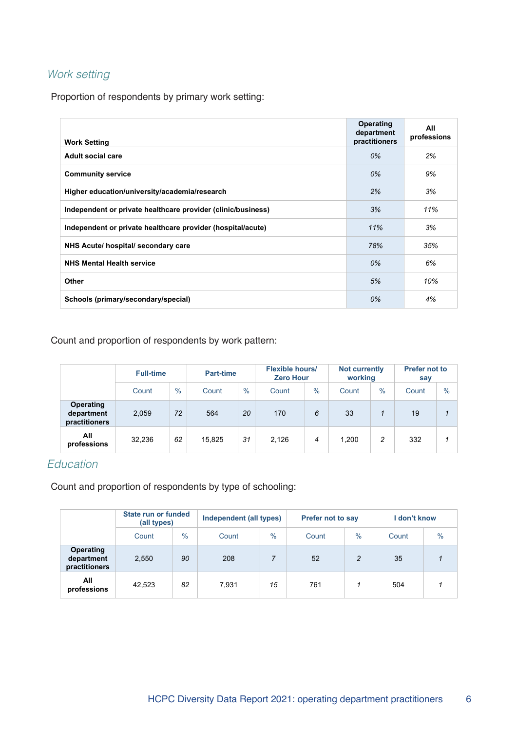## *Work setting*

Proportion of respondents by primary work setting:

| Work Setting | Operating department practitioners | All professions |
|---|---|---|
| Adult social care | *0%* | *2%* |
| Community service | *0%* | *9%* |
| Higher education/university/academia/research | *2%* | *3%* |
| Independent or private healthcare provider (clinic/business) | *3%* | *11%* |
| Independent or private healthcare provider (hospital/acute) | *11%* | *3%* |
| NHS Acute/ hospital/ secondary care | *78%* | *35%* |
| NHS Mental Health service | *0%* | *6%* |
| Other | *5%* | *10%* |
| Schools (primary/secondary/special) | *0%* | *4%* |

Count and proportion of respondents by work pattern:

| | Full-time | | Part-time | | Flexible hours/ Zero Hour | | Not currently working | | Prefer not to say | |
|---|---|---|---|---|---|---|---|---|---|---|
| | Count | % | Count | % | Count | % | Count | % | Count | % |
| **Operating department practitioners** | 2,059 | *72* | 564 | *20* | 170 | *6* | 33 | *1* | 19 | *1* |
| **All professions** | 32,236 | *62* | 15,825 | *31* | 2,126 | *4* | 1,200 | *2* | 332 | *1* |

## *Education*

Count and proportion of respondents by type of schooling:

| | State run or funded (all types) | | Independent (all types) | | Prefer not to say | | I don't know | |
|---|---|---|---|---|---|---|---|---|
| | Count | % | Count | % | Count | % | Count | % |
| **Operating department practitioners** | 2,550 | *90* | 208 | *7* | 52 | *2* | 35 | *1* |
| **All professions** | 42,523 | *82* | 7,931 | *15* | 761 | *1* | 504 | *1* |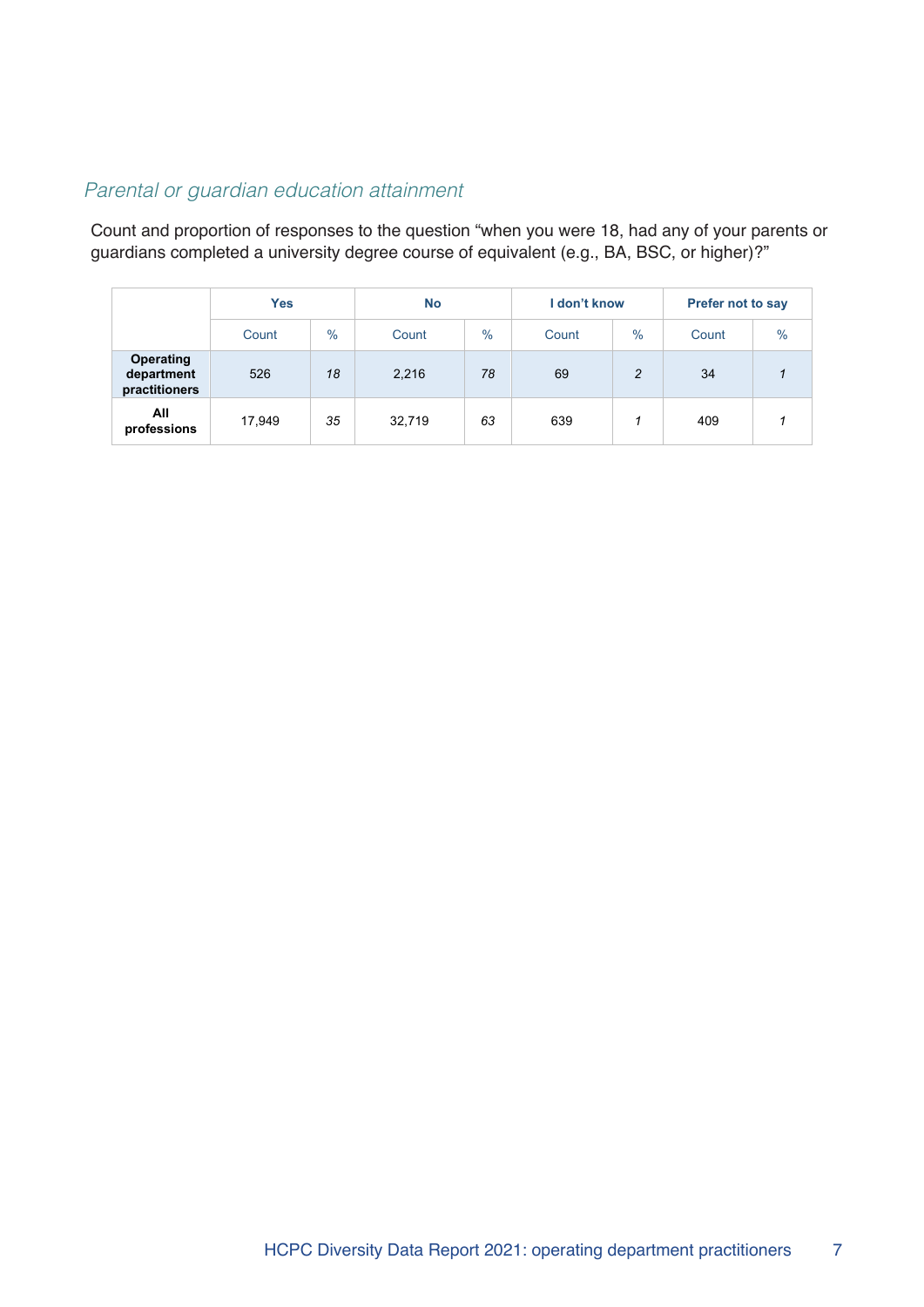### *Parental or guardian education attainment*

Count and proportion of responses to the question "when you were 18, had any of your parents or guardians completed a university degree course of equivalent (e.g., BA, BSC, or higher)?"

| | Yes | | No | | I don't know | | Prefer not to say | |
|---|---|---|---|---|---|---|---|---|
| | Count | % | Count | % | Count | % | Count | % |
| **Operating department practitioners** | 526 | *18* | 2,216 | *78* | 69 | *2* | 34 | *1* |
| **All professions** | 17,949 | *35* | 32,719 | *63* | 639 | *1* | 409 | *1* |